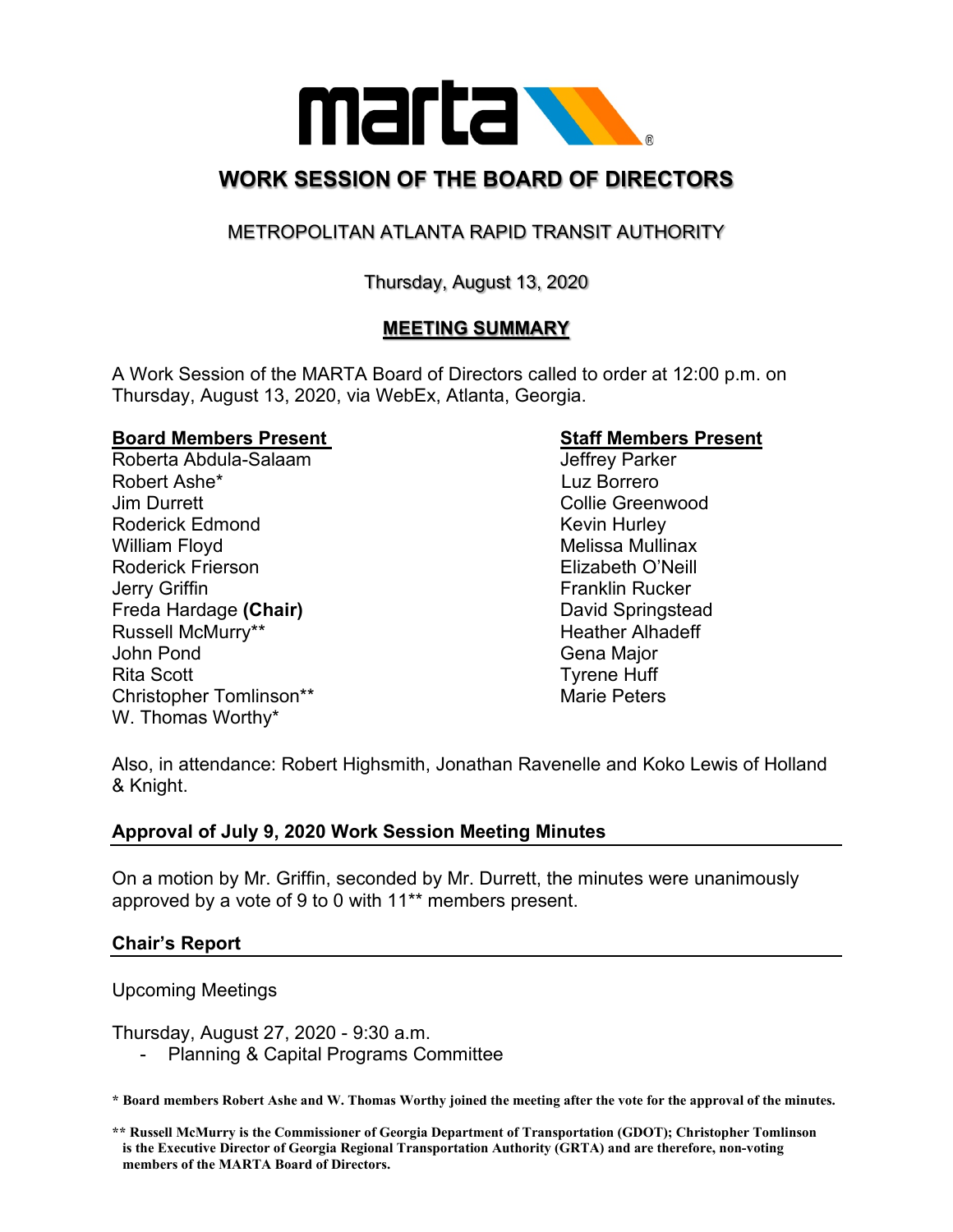# WORK SESSION OF THE BOARD OF DIRECTORS

## METROPOLITAN ATLANTA RAPID TRANSIT AUTHORITY

Thursday, August 13, 2020

## MEETING SUMMARY

A Work Session of the MARTA Board of Directors called to order at 12:00 p.m. on Thursday, August 13, 2020, via WebEx, Atlanta, Georgia.

**Board Members Present**

Roberta Abdula-Salaam
Robert Ashe*
Jim Durrett
Roderick Edmond
William Floyd
Roderick Frierson
Jerry Griffin
Freda Hardage **(Chair)**
Russell McMurry**
John Pond
Rita Scott
Christopher Tomlinson**
W. Thomas Worthy*

**Staff Members Present**

Jeffrey Parker
Luz Borrero
Collie Greenwood
Kevin Hurley
Melissa Mullinax
Elizabeth O'Neill
Franklin Rucker
David Springstead
Heather Alhadeff
Gena Major
Tyrene Huff
Marie Peters

Also, in attendance: Robert Highsmith, Jonathan Ravenelle and Koko Lewis of Holland & Knight.

### Approval of July 9, 2020 Work Session Meeting Minutes

On a motion by Mr. Griffin, seconded by Mr. Durrett, the minutes were unanimously approved by a vote of 9 to 0 with 11** members present.

### Chair's Report

Upcoming Meetings

Thursday, August 27, 2020 - 9:30 a.m.

- Planning & Capital Programs Committee

**\* Board members Robert Ashe and W. Thomas Worthy joined the meeting after the vote for the approval of the minutes.**

**\*\* Russell McMurry is the Commissioner of Georgia Department of Transportation (GDOT); Christopher Tomlinson is the Executive Director of Georgia Regional Transportation Authority (GRTA) and are therefore, non-voting members of the MARTA Board of Directors.**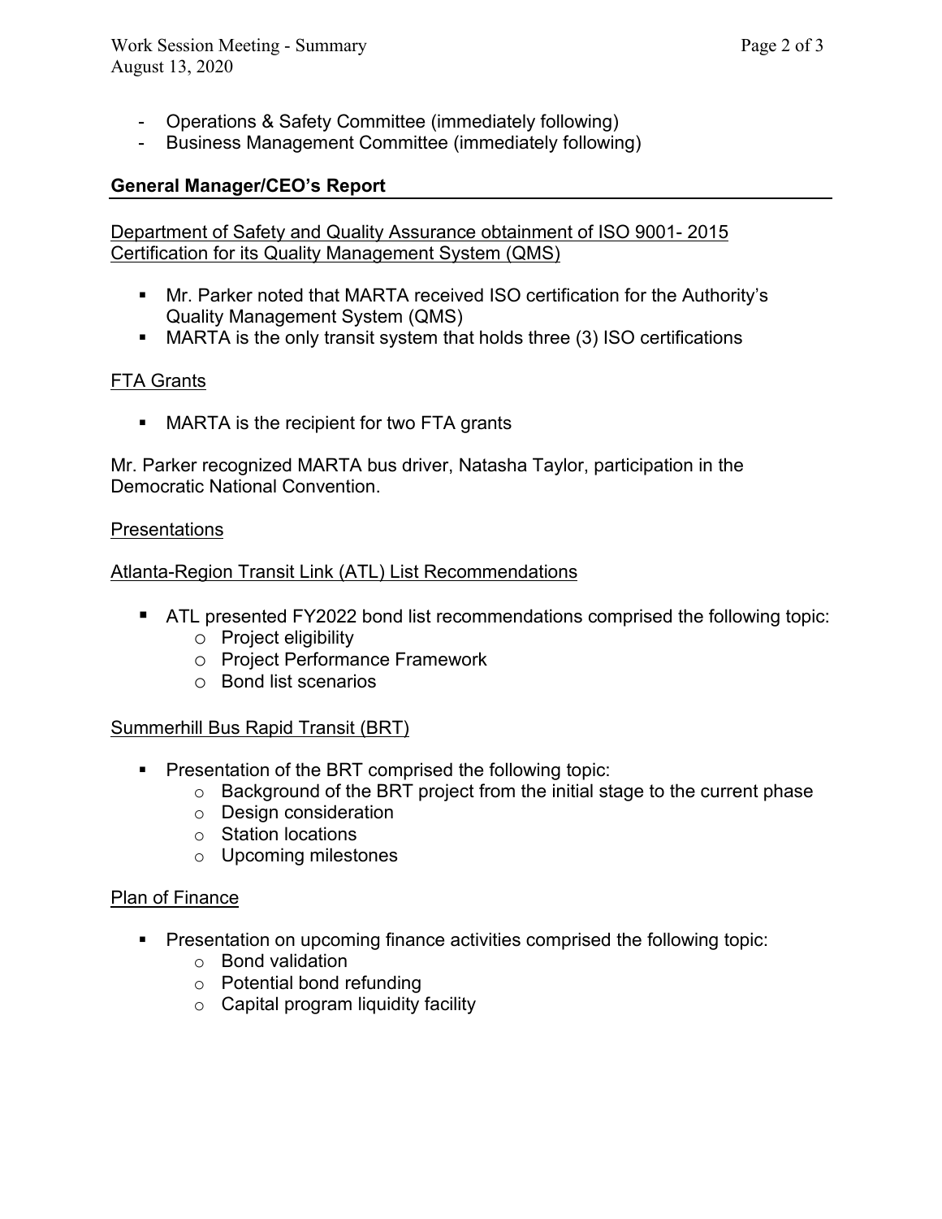- Operations & Safety Committee (immediately following)
- Business Management Committee (immediately following)

## General Manager/CEO's Report

Department of Safety and Quality Assurance obtainment of ISO 9001- 2015 Certification for its Quality Management System (QMS)

- Mr. Parker noted that MARTA received ISO certification for the Authority's Quality Management System (QMS)
- MARTA is the only transit system that holds three (3) ISO certifications

FTA Grants

- MARTA is the recipient for two FTA grants

Mr. Parker recognized MARTA bus driver, Natasha Taylor, participation in the Democratic National Convention.

Presentations

Atlanta-Region Transit Link (ATL) List Recommendations

- ATL presented FY2022 bond list recommendations comprised the following topic:
  - Project eligibility
  - Project Performance Framework
  - Bond list scenarios

Summerhill Bus Rapid Transit (BRT)

- Presentation of the BRT comprised the following topic:
  - Background of the BRT project from the initial stage to the current phase
  - Design consideration
  - Station locations
  - Upcoming milestones

Plan of Finance

- Presentation on upcoming finance activities comprised the following topic:
  - Bond validation
  - Potential bond refunding
  - Capital program liquidity facility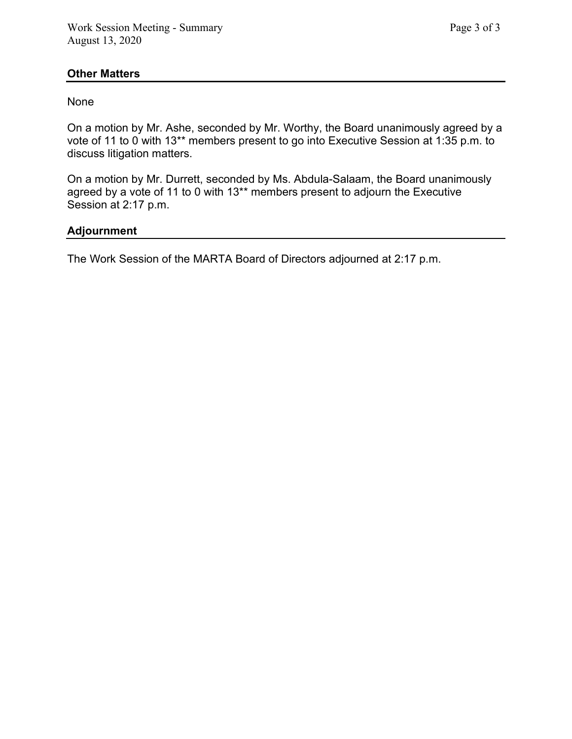## Other Matters

None

On a motion by Mr. Ashe, seconded by Mr. Worthy, the Board unanimously agreed by a vote of 11 to 0 with 13** members present to go into Executive Session at 1:35 p.m. to discuss litigation matters.

On a motion by Mr. Durrett, seconded by Ms. Abdula-Salaam, the Board unanimously agreed by a vote of 11 to 0 with 13** members present to adjourn the Executive Session at 2:17 p.m.

## Adjournment

The Work Session of the MARTA Board of Directors adjourned at 2:17 p.m.